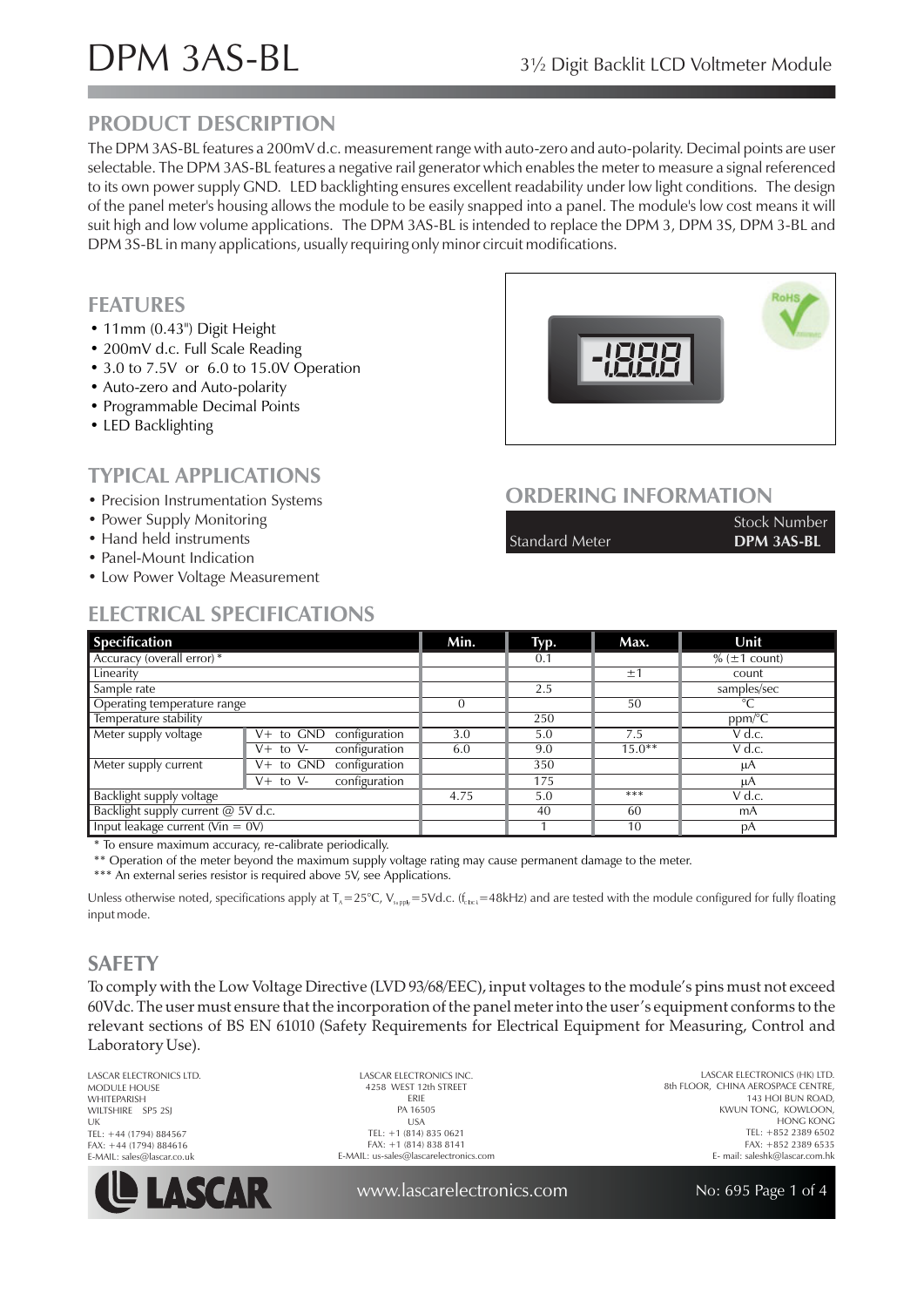# DPM 3AS-BL

3½ Digit Backlit LCD Voltmeter Module

## PRODUCT DESCRIPTION

The DPM 3AS-BL features a 200mV d.c. measurement range with auto-zero and auto-polarity. Decimal points are user selectable. The DPM 3AS-BL features a negative rail generator which enables the meter to measure a signal referenced to its own power supply GND. LED backlighting ensures excellent readability under low light conditions. The design of the panel meter's housing allows the module to be easily snapped into a panel. The module's low cost means it will suit high and low volume applications. The DPM 3AS-BL is intended to replace the DPM 3, DPM 3S, DPM 3-BL and DPM 3S-BL in many applications, usually requiring only minor circuit modifications.

## FEATURES

- 11mm (0.43") Digit Height
- 200mV d.c. Full Scale Reading
- 3.0 to 7.5V or 6.0 to 15.0V Operation
- Auto-zero and Auto-polarity
- Programmable Decimal Points
- LED Backlighting

## TYPICAL APPLICATIONS

- Precision Instrumentation Systems
- Power Supply Monitoring
- Hand held instruments
- Panel-Mount Indication
- Low Power Voltage Measurement

## ORDERING INFORMATION

| | Stock Number |
|---|---|
| Standard Meter | **DPM 3AS-BL** |

## ELECTRICAL SPECIFICATIONS

| Specification | | Min. | Typ. | Max. | Unit |
|---|---|---|---|---|---|
| Accuracy (overall error) * | | | 0.1 | | % (±1 count) |
| Linearity | | | | ±1 | count |
| Sample rate | | | 2.5 | | samples/sec |
| Operating temperature range | | 0 | | 50 | °C |
| Temperature stability | | | 250 | | ppm/°C |
| Meter supply voltage | V+ to GND configuration | 3.0 | 5.0 | 7.5 | V d.c. |
| | V+ to V- configuration | 6.0 | 9.0 | 15.0** | V d.c. |
| Meter supply current | V+ to GND configuration | | 350 | | μA |
| | V+ to V- configuration | | 175 | | μA |
| Backlight supply voltage | | 4.75 | 5.0 | *** | V d.c. |
| Backlight supply current @ 5V d.c. | | | 40 | 60 | mA |
| Input leakage current (Vin = 0V) | | | 1 | 10 | pA |

\* To ensure maximum accuracy, re-calibrate periodically.

\*\* Operation of the meter beyond the maximum supply voltage rating may cause permanent damage to the meter.

\*\*\* An external series resistor is required above 5V, see Applications.

Unless otherwise noted, specifications apply at $T_A = 25°C$, $V_{supply} = 5Vd.c.$ ($f_{clock} = 48kHz$) and are tested with the module configured for fully floating input mode.

## SAFETY

To comply with the Low Voltage Directive (LVD 93/68/EEC), input voltages to the module's pins must not exceed 60Vdc. The user must ensure that the incorporation of the panel meter into the user's equipment conforms to the relevant sections of BS EN 61010 (Safety Requirements for Electrical Equipment for Measuring, Control and Laboratory Use).

LASCAR ELECTRONICS LTD.
MODULE HOUSE
WHITEPARISH
WILTSHIRE SP5 2SJ
UK
TEL: +44 (1794) 884567
FAX: +44 (1794) 884616
E-MAIL: sales@lascar.co.uk

LASCAR ELECTRONICS INC.
4258 WEST 12th STREET
ERIE
PA 16505
USA
TEL: +1 (814) 835 0621
FAX: +1 (814) 838 8141
E-MAIL: us-sales@lascarelectronics.com

LASCAR ELECTRONICS (HK) LTD.
8th FLOOR, CHINA AEROSPACE CENTRE,
143 HOI BUN ROAD,
KWUN TONG, KOWLOON,
HONG KONG
TEL: +852 2389 6502
FAX: +852 2389 6535
E- mail: saleshk@lascar.com.hk

www.lascarelectronics.com

No: 695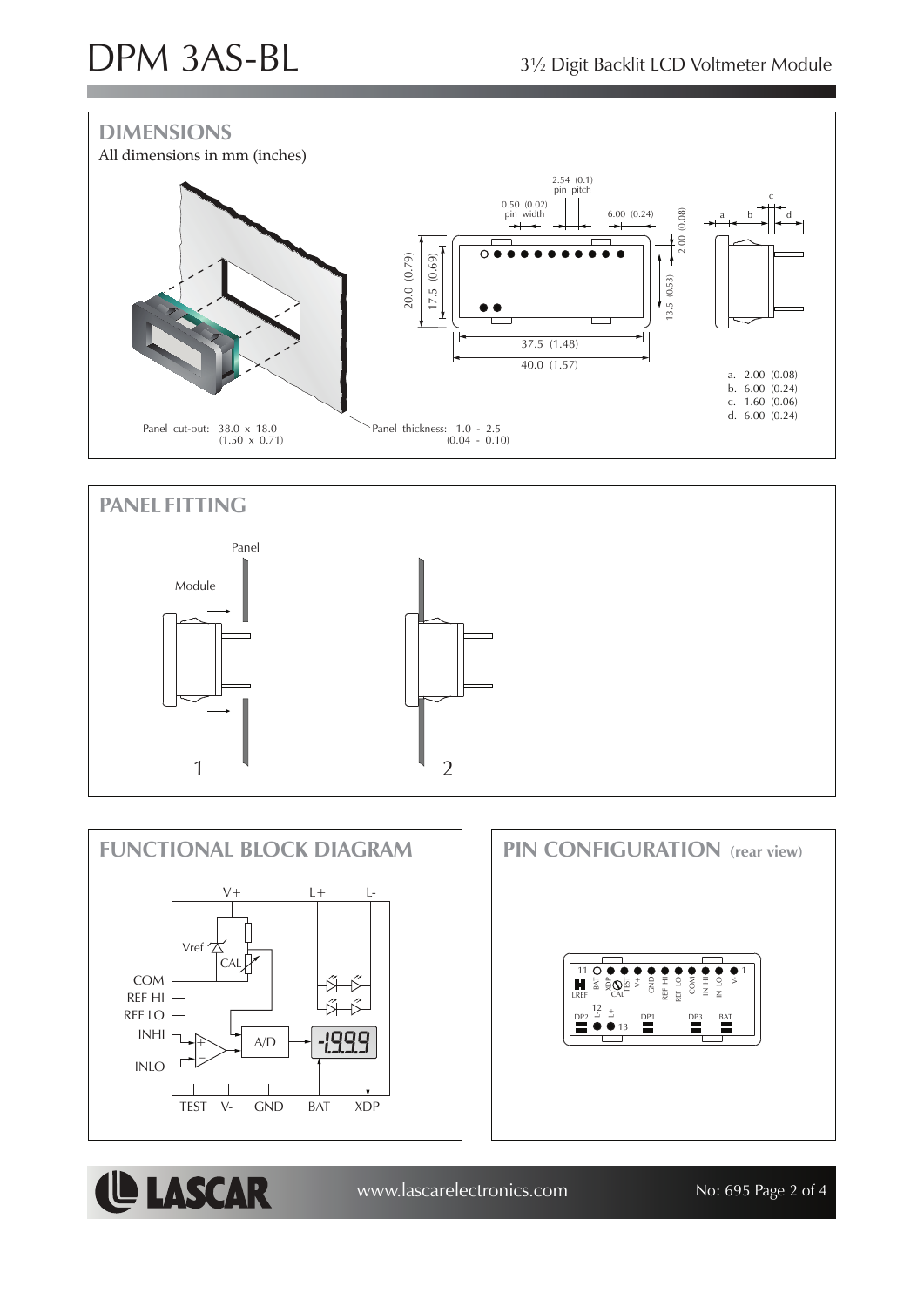## DIMENSIONS

All dimensions in mm (inches)

2.54 (0.1) pin pitch

0.50 (0.02) pin width

6.00 (0.24)

2.00 (0.08)

20.0 (0.79)

17.5 (0.69)

13.5 (0.53)

37.5 (1.48)

40.0 (1.57)

a. 2.00 (0.08)
b. 6.00 (0.24)
c. 1.60 (0.06)
d. 6.00 (0.24)

Panel cut-out: 38.0 x 18.0 (1.50 x 0.71)

Panel thickness: 1.0 - 2.5 (0.04 - 0.10)

## PANEL FITTING

Panel

Module

1

2

## FUNCTIONAL BLOCK DIAGRAM

V+, L+, L-, Vref, CAL, COM, REF HI, REF LO, INHI, INLO, A/D, -1999, TEST, V-, GND, BAT, XDP

## PIN CONFIGURATION (rear view)

11, BAT, XDP, CAL, TEST, V+, GND, REF HI, REF LO, COM, IN HI, IN LO, V-, 1

LREF

12, L-, L+, 13

DP2, DP1, DP3, BAT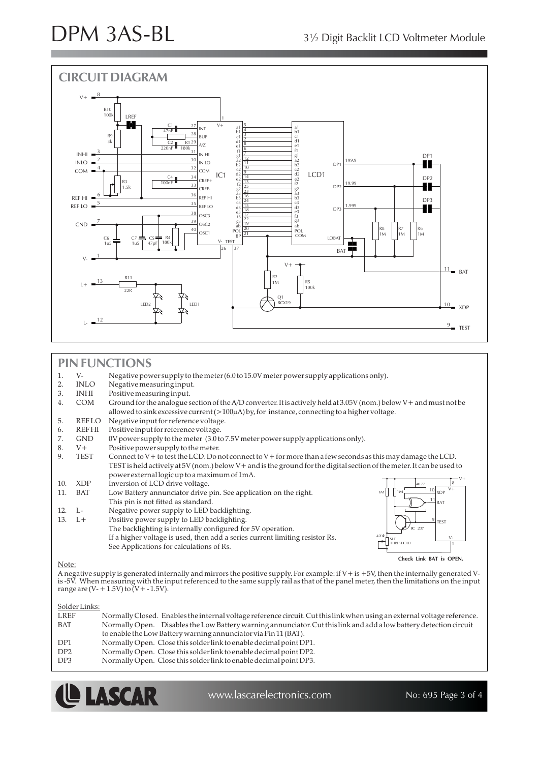## CIRCUIT DIAGRAM

## PIN FUNCTIONS

1. V- Negative power supply to the meter (6.0 to 15.0V meter power supply applications only).
2. INLO Negative measuring input.
3. INHI Positive measuring input.
4. COM Ground for the analogue section of the A/D converter. It is actively held at 3.05V (nom.) below V+ and must not be allowed to sink excessive current (>100µA) by, for instance, connecting to a higher voltage.
5. REF LO Negative input for reference voltage.
6. REF HI Positive input for reference voltage.
7. GND 0V power supply to the meter (3.0 to 7.5V meter power supply applications only).
8. V+ Positive power supply to the meter.
9. TEST Connect to V+ to test the LCD. Do not connect to V+ for more than a few seconds as this may damage the LCD. TEST is held actively at 5V (nom.) below V+ and is the ground for the digital section of the meter. It can be used to power external logic up to a maximum of 1mA.
10. XDP Inversion of LCD drive voltage.
11. BAT Low Battery annunciator drive pin. See application on the right. This pin is not fitted as standard.
12. L- Negative power supply to LED backlighting.
13. L+ Positive power supply to LED backlighting. The backlighting is internally configured for 5V operation. If a higher voltage is used, then add a series current limiting resistor Rs. See Applications for calculations of Rs.

**Check Link BAT is OPEN.**

Note:

A negative supply is generated internally and mirrors the positive supply. For example: if V+ is +5V, then the internally generated V- is -5V. When measuring with the input referenced to the same supply rail as that of the panel meter, then the limitations on the input range are (V- + 1.5V) to (V+ - 1.5V).

Solder Links:

| | |
|---|---|
| LREF | Normally Closed. Enables the internal voltage reference circuit. Cut this link when using an external voltage reference. |
| BAT | Normally Open. Disables the Low Battery warning annunciator. Cut this link and add a low battery detection circuit to enable the Low Battery warning annunciator via Pin 11 (BAT). |
| DP1 | Normally Open. Close this solder link to enable decimal point DP1. |
| DP2 | Normally Open. Close this solder link to enable decimal point DP2. |
| DP3 | Normally Open. Close this solder link to enable decimal point DP3. |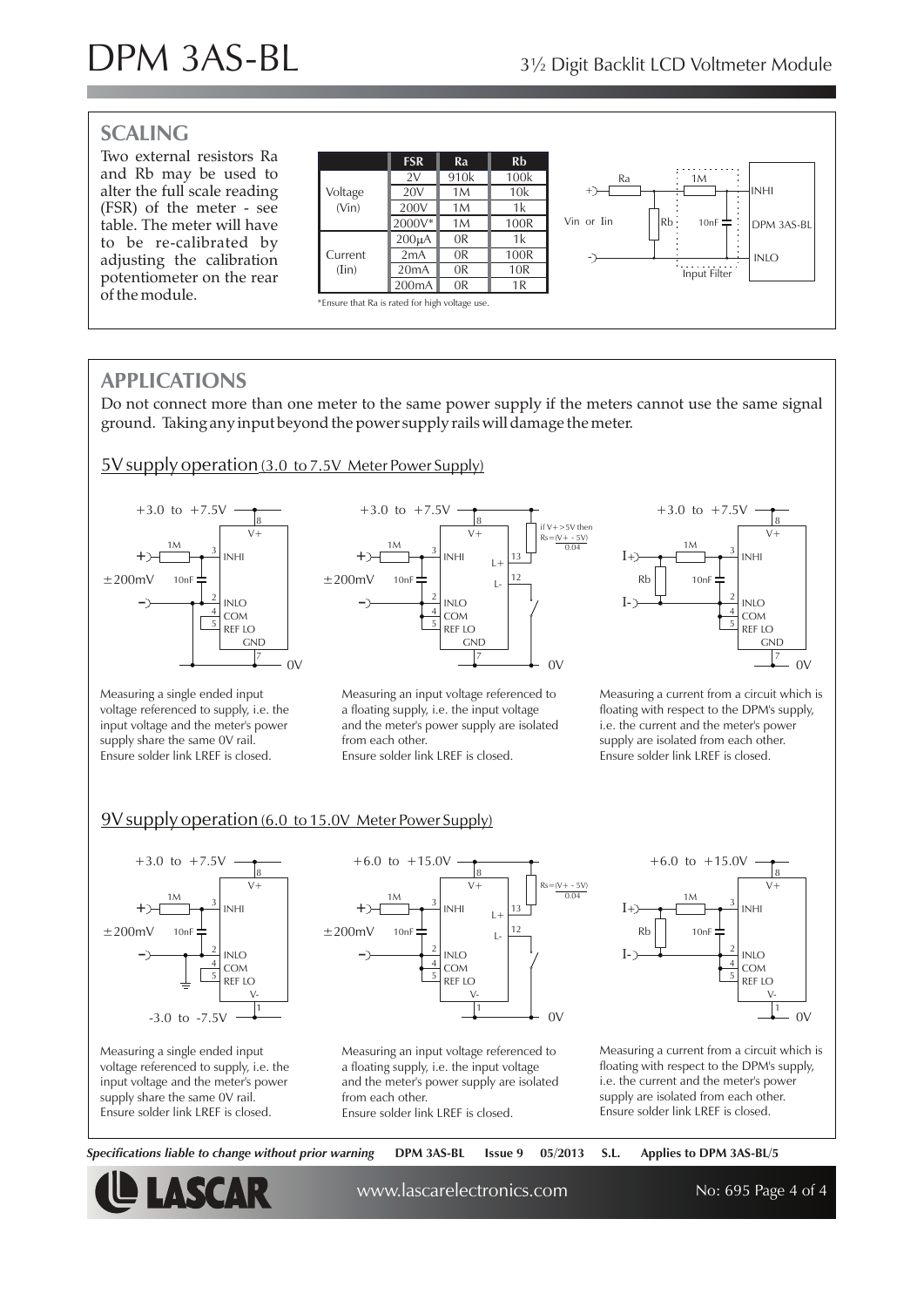## SCALING

Two external resistors Ra and Rb may be used to alter the full scale reading (FSR) of the meter - see table. The meter will have to be re-calibrated by adjusting the calibration potentiometer on the rear of the module.

| | FSR | Ra | Rb |
|---|---|---|---|
| Voltage (Vin) | 2V | 910k | 100k |
| | 20V | 1M | 10k |
| | 200V | 1M | 1k |
| | 2000V* | 1M | 100R |
| Current (Iin) | 200µA | 0R | 1k |
| | 2mA | 0R | 100R |
| | 20mA | 0R | 10R |
| | 200mA | 0R | 1R |

*Ensure that Ra is rated for high voltage use.

+
Ra
1M
INHI
Vin or Iin
Rb
10nF
DPM 3AS-BL
-
INLO
Input Filter

## APPLICATIONS

Do not connect more than one meter to the same power supply if the meters cannot use the same signal ground. Taking any input beyond the power supply rails will damage the meter.

### 5V supply operation (3.0 to 7.5V Meter Power Supply)

+3.0 to +7.5V
8 V+
+
1M
3 INHI
±200mV
10nF
-
2 INLO
4 COM
5 REF LO
GND 7
0V

Measuring a single ended input voltage referenced to supply, i.e. the input voltage and the meter's power supply share the same 0V rail. Ensure solder link LREF is closed.

+3.0 to +7.5V
8 V+
if V+ >5V then $Rs = \frac{(V+ - 5V)}{0.04}$
+
1M
3 INHI
L+ 13
±200mV
10nF
L- 12
-
2 INLO
4 COM
5 REF LO
GND 7
0V

Measuring an input voltage referenced to a floating supply, i.e. the input voltage and the meter's power supply are isolated from each other. Ensure solder link LREF is closed.

+3.0 to +7.5V
8 V+
I+
1M
3 INHI
Rb
10nF
I-
2 INLO
4 COM
5 REF LO
GND 7
0V

Measuring a current from a circuit which is floating with respect to the DPM's supply, i.e. the current and the meter's power supply are isolated from each other. Ensure solder link LREF is closed.

### 9V supply operation (6.0 to 15.0V Meter Power Supply)

+3.0 to +7.5V
8 V+
+
1M
3 INHI
±200mV
10nF
-
2 INLO
4 COM
5 REF LO
V- 1
-3.0 to -7.5V

Measuring a single ended input voltage referenced to supply, i.e. the input voltage and the meter's power supply share the same 0V rail. Ensure solder link LREF is closed.

+6.0 to +15.0V
8 V+
$Rs = \frac{(V+ - 5V)}{0.04}$
+
1M
3 INHI
L+ 13
±200mV
10nF
L- 12
-
2 INLO
4 COM
5 REF LO
V- 1
0V

Measuring an input voltage referenced to a floating supply, i.e. the input voltage and the meter's power supply are isolated from each other. Ensure solder link LREF is closed.

+6.0 to +15.0V
8 V+
I+
1M
3 INHI
Rb
10nF
I-
2 INLO
4 COM
5 REF LO
V- 1
0V

Measuring a current from a circuit which is floating with respect to the DPM's supply, i.e. the current and the meter's power supply are isolated from each other. Ensure solder link LREF is closed.

***Specifications liable to change without prior warning*** **DPM 3AS-BL Issue 9 05/2013 S.L. Applies to DPM 3AS-BL/5**